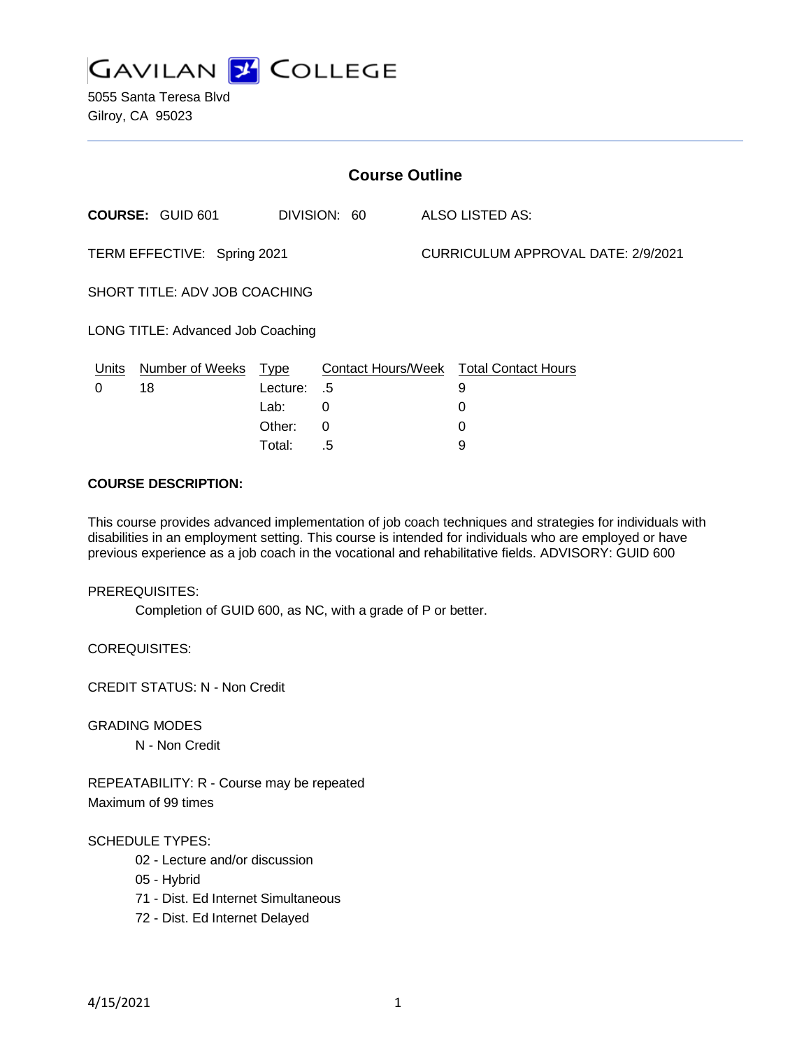GAVILAN COLLEGE

5055 Santa Teresa Blvd
Gilroy, CA 95023

## Course Outline

**COURSE:** GUID 601 DIVISION: 60 ALSO LISTED AS:

TERM EFFECTIVE: Spring 2021 CURRICULUM APPROVAL DATE: 2/9/2021

SHORT TITLE: ADV JOB COACHING

LONG TITLE: Advanced Job Coaching

| Units | Number of Weeks | Type | Contact Hours/Week | Total Contact Hours |
|---|---|---|---|---|
| 0 | 18 | Lecture: | .5 | 9 |
| | | Lab: | 0 | 0 |
| | | Other: | 0 | 0 |
| | | Total: | .5 | 9 |

**COURSE DESCRIPTION:**

This course provides advanced implementation of job coach techniques and strategies for individuals with disabilities in an employment setting. This course is intended for individuals who are employed or have previous experience as a job coach in the vocational and rehabilitative fields. ADVISORY: GUID 600

PREREQUISITES:

Completion of GUID 600, as NC, with a grade of P or better.

COREQUISITES:

CREDIT STATUS: N - Non Credit

GRADING MODES

N - Non Credit

REPEATABILITY: R - Course may be repeated
Maximum of 99 times

SCHEDULE TYPES:

02 - Lecture and/or discussion
05 - Hybrid
71 - Dist. Ed Internet Simultaneous
72 - Dist. Ed Internet Delayed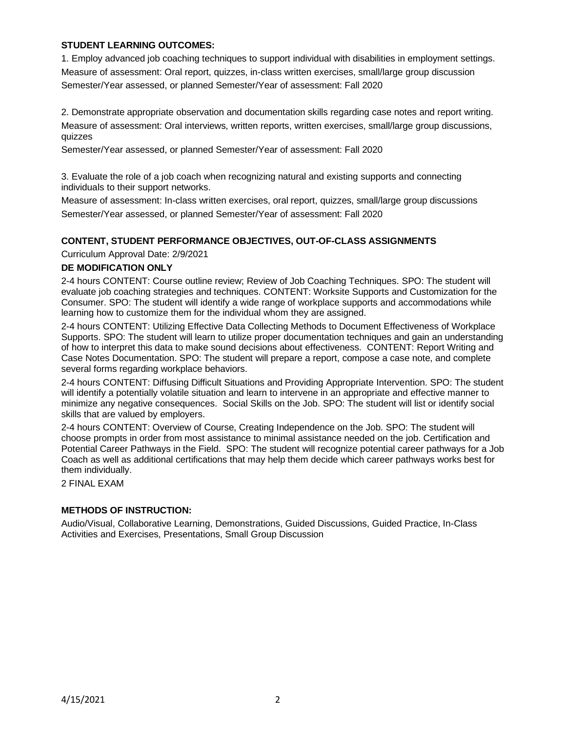## STUDENT LEARNING OUTCOMES:

1. Employ advanced job coaching techniques to support individual with disabilities in employment settings.
Measure of assessment: Oral report, quizzes, in-class written exercises, small/large group discussion
Semester/Year assessed, or planned Semester/Year of assessment: Fall 2020

2. Demonstrate appropriate observation and documentation skills regarding case notes and report writing.
Measure of assessment: Oral interviews, written reports, written exercises, small/large group discussions, quizzes
Semester/Year assessed, or planned Semester/Year of assessment: Fall 2020

3. Evaluate the role of a job coach when recognizing natural and existing supports and connecting individuals to their support networks.
Measure of assessment: In-class written exercises, oral report, quizzes, small/large group discussions
Semester/Year assessed, or planned Semester/Year of assessment: Fall 2020

## CONTENT, STUDENT PERFORMANCE OBJECTIVES, OUT-OF-CLASS ASSIGNMENTS

Curriculum Approval Date: 2/9/2021

### DE MODIFICATION ONLY

2-4 hours CONTENT: Course outline review; Review of Job Coaching Techniques. SPO: The student will evaluate job coaching strategies and techniques. CONTENT: Worksite Supports and Customization for the Consumer. SPO: The student will identify a wide range of workplace supports and accommodations while learning how to customize them for the individual whom they are assigned.

2-4 hours CONTENT: Utilizing Effective Data Collecting Methods to Document Effectiveness of Workplace Supports. SPO: The student will learn to utilize proper documentation techniques and gain an understanding of how to interpret this data to make sound decisions about effectiveness. CONTENT: Report Writing and Case Notes Documentation. SPO: The student will prepare a report, compose a case note, and complete several forms regarding workplace behaviors.

2-4 hours CONTENT: Diffusing Difficult Situations and Providing Appropriate Intervention. SPO: The student will identify a potentially volatile situation and learn to intervene in an appropriate and effective manner to minimize any negative consequences. Social Skills on the Job. SPO: The student will list or identify social skills that are valued by employers.

2-4 hours CONTENT: Overview of Course, Creating Independence on the Job. SPO: The student will choose prompts in order from most assistance to minimal assistance needed on the job. Certification and Potential Career Pathways in the Field. SPO: The student will recognize potential career pathways for a Job Coach as well as additional certifications that may help them decide which career pathways works best for them individually.

2 FINAL EXAM

## METHODS OF INSTRUCTION:

Audio/Visual, Collaborative Learning, Demonstrations, Guided Discussions, Guided Practice, In-Class Activities and Exercises, Presentations, Small Group Discussion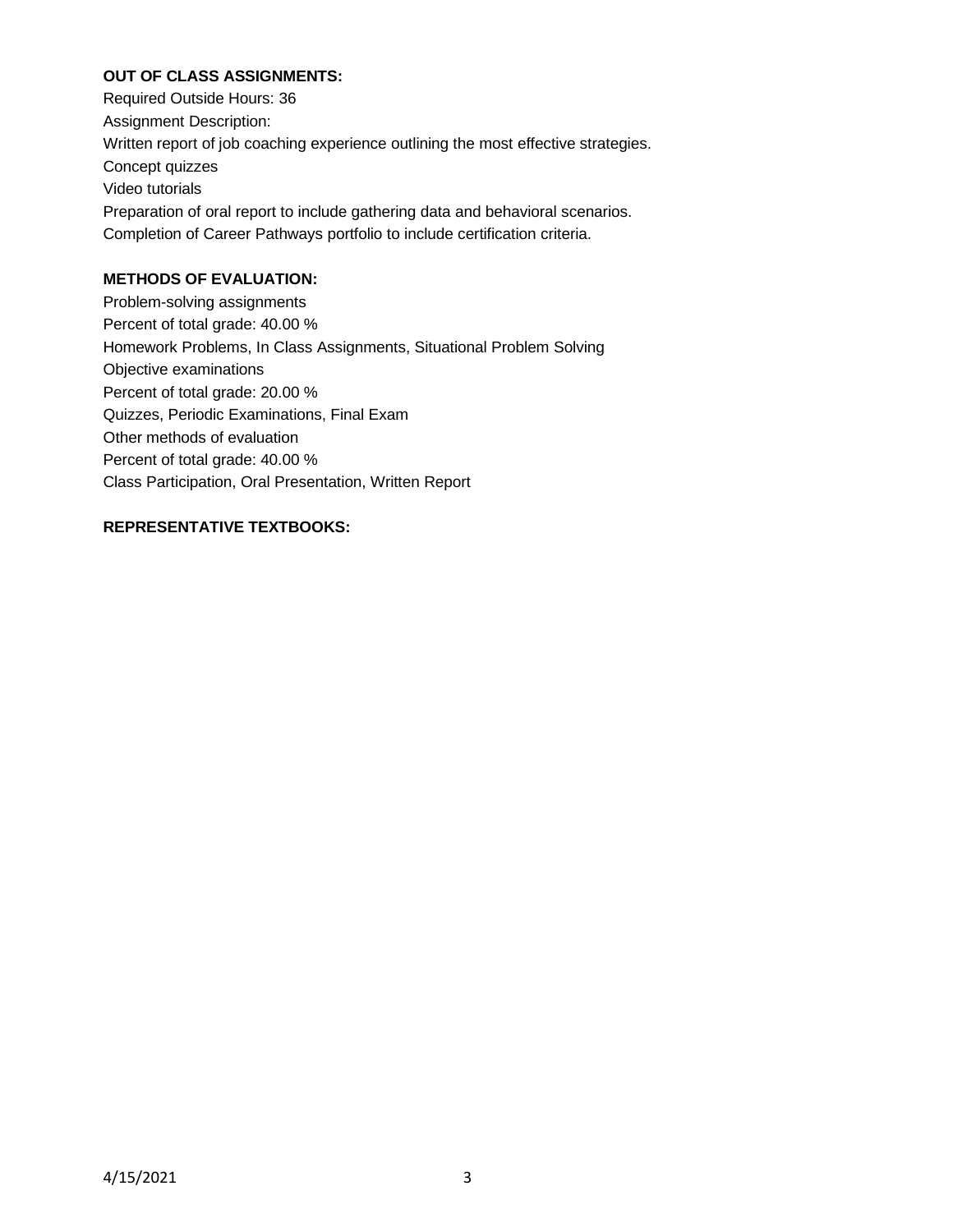**OUT OF CLASS ASSIGNMENTS:**

Required Outside Hours: 36

Assignment Description:

Written report of job coaching experience outlining the most effective strategies.

Concept quizzes

Video tutorials

Preparation of oral report to include gathering data and behavioral scenarios.

Completion of Career Pathways portfolio to include certification criteria.

**METHODS OF EVALUATION:**

Problem-solving assignments

Percent of total grade: 40.00 %

Homework Problems, In Class Assignments, Situational Problem Solving

Objective examinations

Percent of total grade: 20.00 %

Quizzes, Periodic Examinations, Final Exam

Other methods of evaluation

Percent of total grade: 40.00 %

Class Participation, Oral Presentation, Written Report

**REPRESENTATIVE TEXTBOOKS:**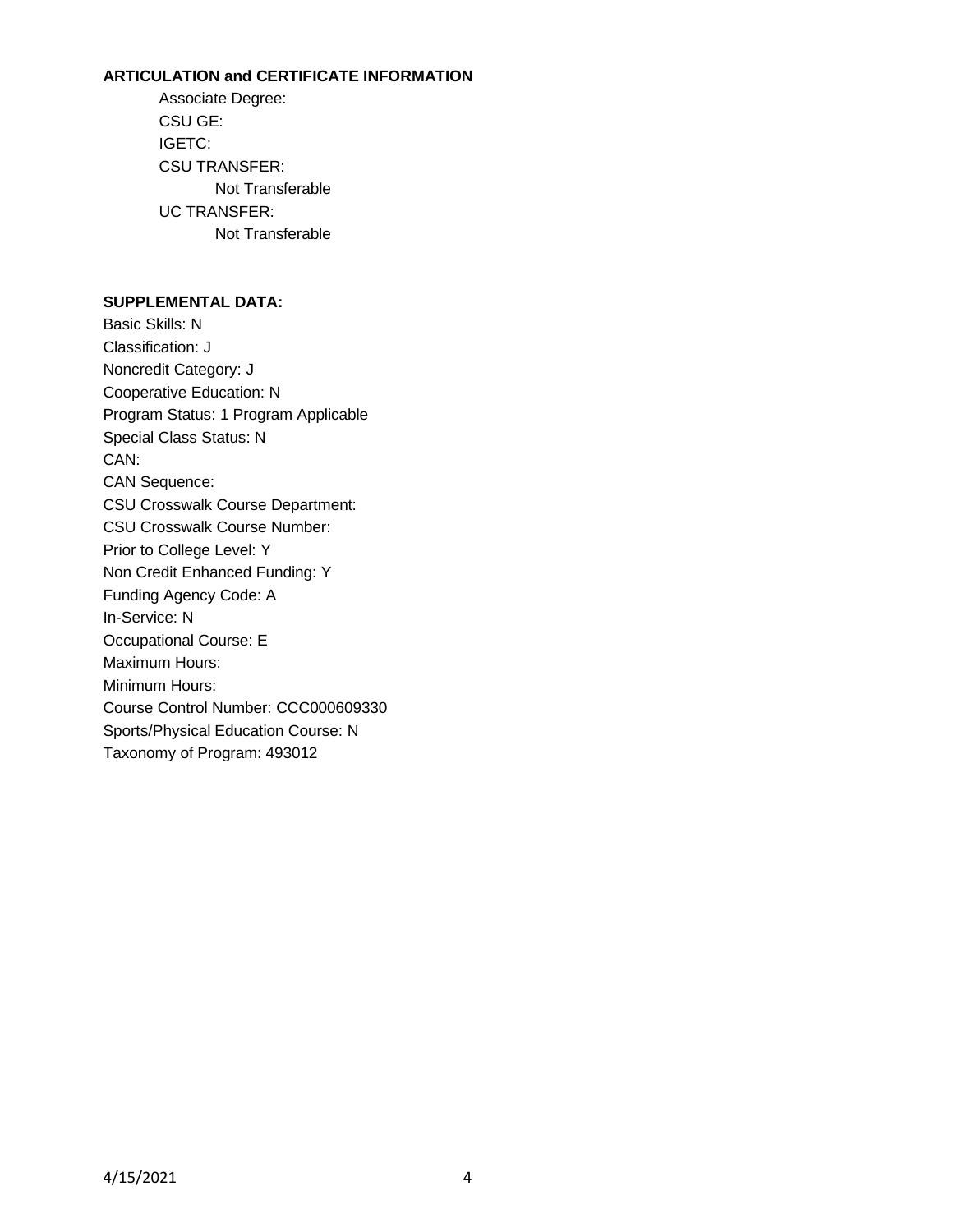**ARTICULATION and CERTIFICATE INFORMATION**

Associate Degree:
CSU GE:
IGETC:
CSU TRANSFER:
Not Transferable
UC TRANSFER:
Not Transferable

**SUPPLEMENTAL DATA:**

Basic Skills: N
Classification: J
Noncredit Category: J
Cooperative Education: N
Program Status: 1 Program Applicable
Special Class Status: N
CAN:
CAN Sequence:
CSU Crosswalk Course Department:
CSU Crosswalk Course Number:
Prior to College Level: Y
Non Credit Enhanced Funding: Y
Funding Agency Code: A
In-Service: N
Occupational Course: E
Maximum Hours:
Minimum Hours:
Course Control Number: CCC000609330
Sports/Physical Education Course: N
Taxonomy of Program: 493012

4/15/2021